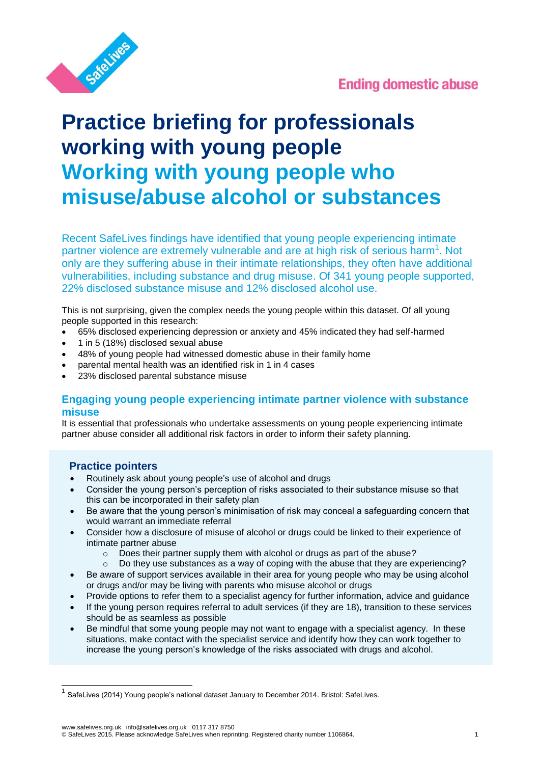Ending domestic abuse

# Practice briefing for professionals working with young people

# Working with young people who misuse/abuse alcohol or substances

Recent SafeLives findings have identified that young people experiencing intimate partner violence are extremely vulnerable and are at high risk of serious harm[1]. Not only are they suffering abuse in their intimate relationships, they often have additional vulnerabilities, including substance and drug misuse. Of 341 young people supported, 22% disclosed substance misuse and 12% disclosed alcohol use.

This is not surprising, given the complex needs the young people within this dataset. Of all young people supported in this research:

- 65% disclosed experiencing depression or anxiety and 45% indicated they had self-harmed
- 1 in 5 (18%) disclosed sexual abuse
- 48% of young people had witnessed domestic abuse in their family home
- parental mental health was an identified risk in 1 in 4 cases
- 23% disclosed parental substance misuse

## Engaging young people experiencing intimate partner violence with substance misuse

It is essential that professionals who undertake assessments on young people experiencing intimate partner abuse consider all additional risk factors in order to inform their safety planning.

### Practice pointers

- Routinely ask about young people's use of alcohol and drugs
- Consider the young person's perception of risks associated to their substance misuse so that this can be incorporated in their safety plan
- Be aware that the young person's minimisation of risk may conceal a safeguarding concern that would warrant an immediate referral
- Consider how a disclosure of misuse of alcohol or drugs could be linked to their experience of intimate partner abuse
    - Does their partner supply them with alcohol or drugs as part of the abuse?
    - Do they use substances as a way of coping with the abuse that they are experiencing?
- Be aware of support services available in their area for young people who may be using alcohol or drugs and/or may be living with parents who misuse alcohol or drugs
- Provide options to refer them to a specialist agency for further information, advice and guidance
- If the young person requires referral to adult services (if they are 18), transition to these services should be as seamless as possible
- Be mindful that some young people may not want to engage with a specialist agency. In these situations, make contact with the specialist service and identify how they can work together to increase the young person's knowledge of the risks associated with drugs and alcohol.

[1] SafeLives (2014) Young people's national dataset January to December 2014. Bristol: SafeLives.

www.safelives.org.uk info@safelives.org.uk 0117 317 8750
© SafeLives 2015. Please acknowledge SafeLives when reprinting. Registered charity number 1106864.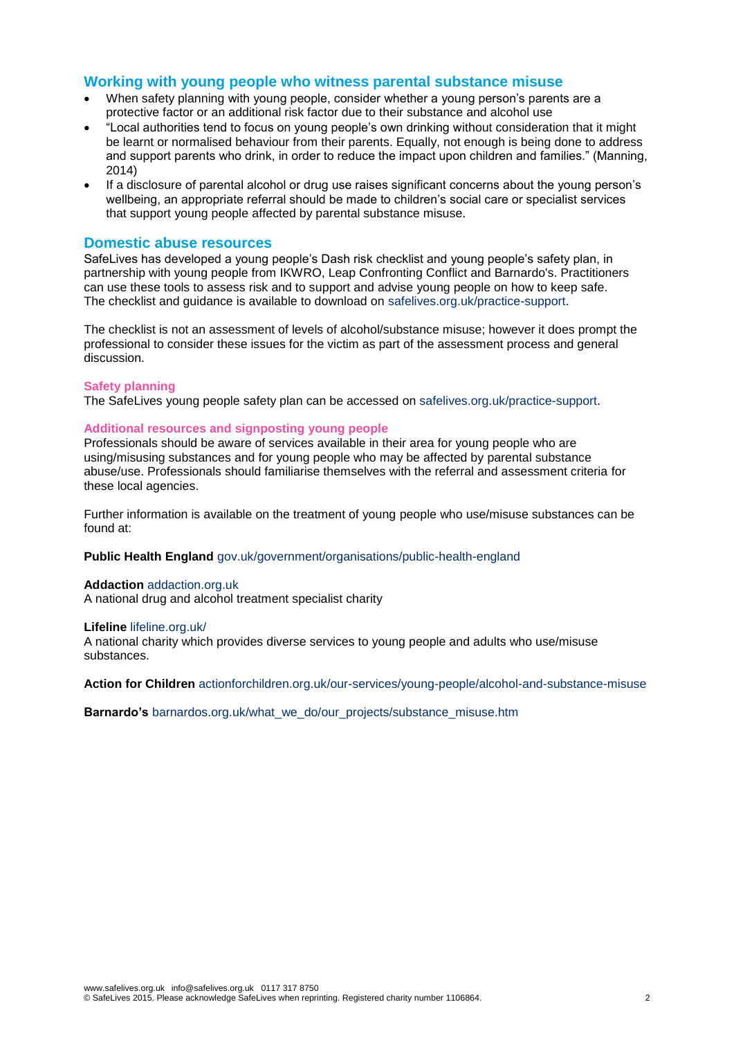## Working with young people who witness parental substance misuse

- When safety planning with young people, consider whether a young person's parents are a protective factor or an additional risk factor due to their substance and alcohol use
- "Local authorities tend to focus on young people's own drinking without consideration that it might be learnt or normalised behaviour from their parents. Equally, not enough is being done to address and support parents who drink, in order to reduce the impact upon children and families." (Manning, 2014)
- If a disclosure of parental alcohol or drug use raises significant concerns about the young person's wellbeing, an appropriate referral should be made to children's social care or specialist services that support young people affected by parental substance misuse.

## Domestic abuse resources

SafeLives has developed a young people's Dash risk checklist and young people's safety plan, in partnership with young people from IKWRO, Leap Confronting Conflict and Barnardo's. Practitioners can use these tools to assess risk and to support and advise young people on how to keep safe. The checklist and guidance is available to download on safelives.org.uk/practice-support.

The checklist is not an assessment of levels of alcohol/substance misuse; however it does prompt the professional to consider these issues for the victim as part of the assessment process and general discussion.

### Safety planning

The SafeLives young people safety plan can be accessed on safelives.org.uk/practice-support.

### Additional resources and signposting young people

Professionals should be aware of services available in their area for young people who are using/misusing substances and for young people who may be affected by parental substance abuse/use. Professionals should familiarise themselves with the referral and assessment criteria for these local agencies.

Further information is available on the treatment of young people who use/misuse substances can be found at:

**Public Health England** gov.uk/government/organisations/public-health-england

**Addaction** addaction.org.uk
A national drug and alcohol treatment specialist charity

**Lifeline** lifeline.org.uk/
A national charity which provides diverse services to young people and adults who use/misuse substances.

**Action for Children** actionforchildren.org.uk/our-services/young-people/alcohol-and-substance-misuse

**Barnardo's** barnardos.org.uk/what_we_do/our_projects/substance_misuse.htm